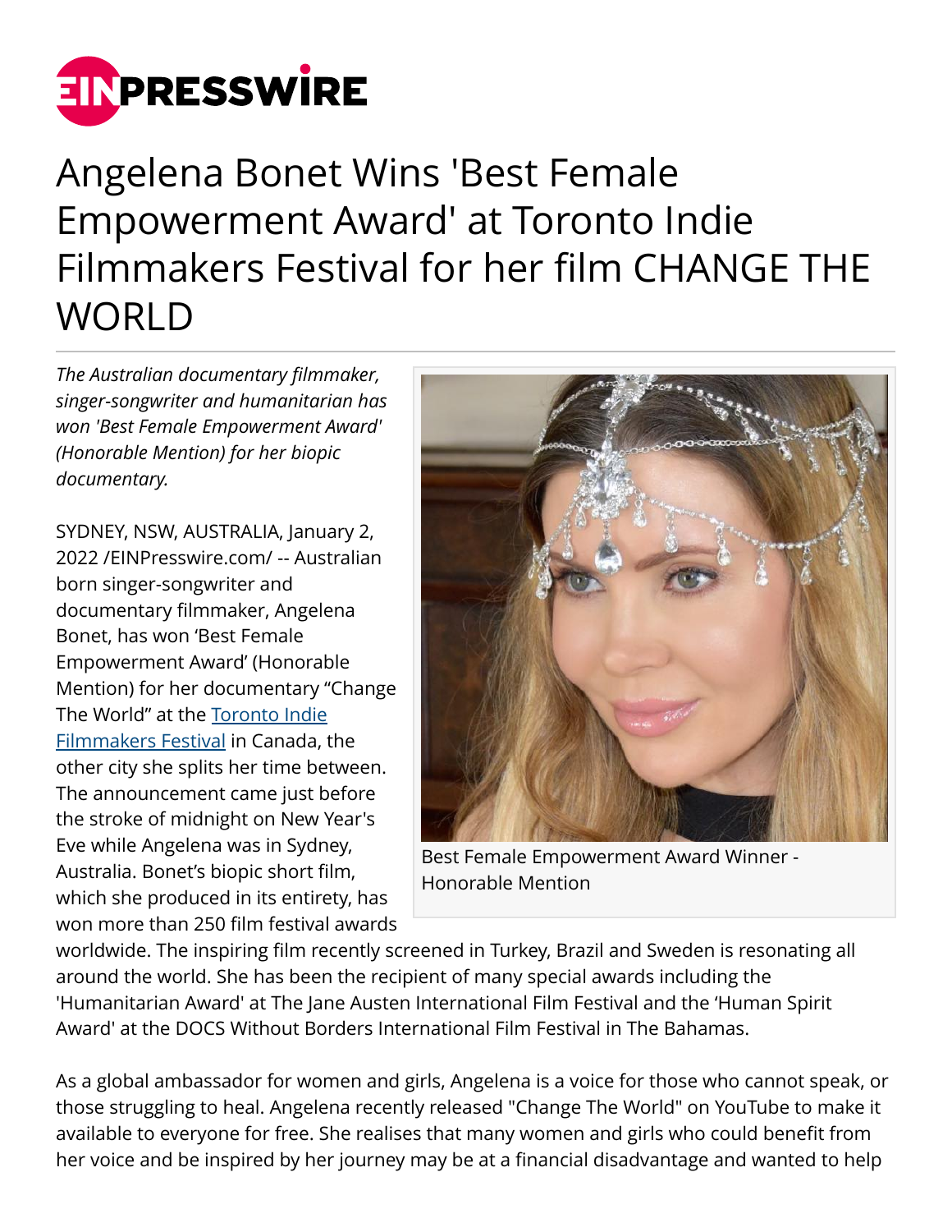# Angelena Bonet Wins 'Best Female Empowerment Award' at Toronto Indie Filmmakers Festival for her film CHANGE THE WORLD

*The Australian documentary filmmaker, singer-songwriter and humanitarian has won 'Best Female Empowerment Award' (Honorable Mention) for her biopic documentary.*

Best Female Empowerment Award Winner - Honorable Mention

SYDNEY, NSW, AUSTRALIA, January 2, 2022 /EINPresswire.com/ -- Australian born singer-songwriter and documentary filmmaker, Angelena Bonet, has won 'Best Female Empowerment Award' (Honorable Mention) for her documentary "Change The World" at the Toronto Indie Filmmakers Festival in Canada, the other city she splits her time between. The announcement came just before the stroke of midnight on New Year's Eve while Angelena was in Sydney, Australia. Bonet's biopic short film, which she produced in its entirety, has won more than 250 film festival awards worldwide. The inspiring film recently screened in Turkey, Brazil and Sweden is resonating all around the world. She has been the recipient of many special awards including the 'Humanitarian Award' at The Jane Austen International Film Festival and the 'Human Spirit Award' at the DOCS Without Borders International Film Festival in The Bahamas.

As a global ambassador for women and girls, Angelena is a voice for those who cannot speak, or those struggling to heal. Angelena recently released "Change The World" on YouTube to make it available to everyone for free. She realises that many women and girls who could benefit from her voice and be inspired by her journey may be at a financial disadvantage and wanted to help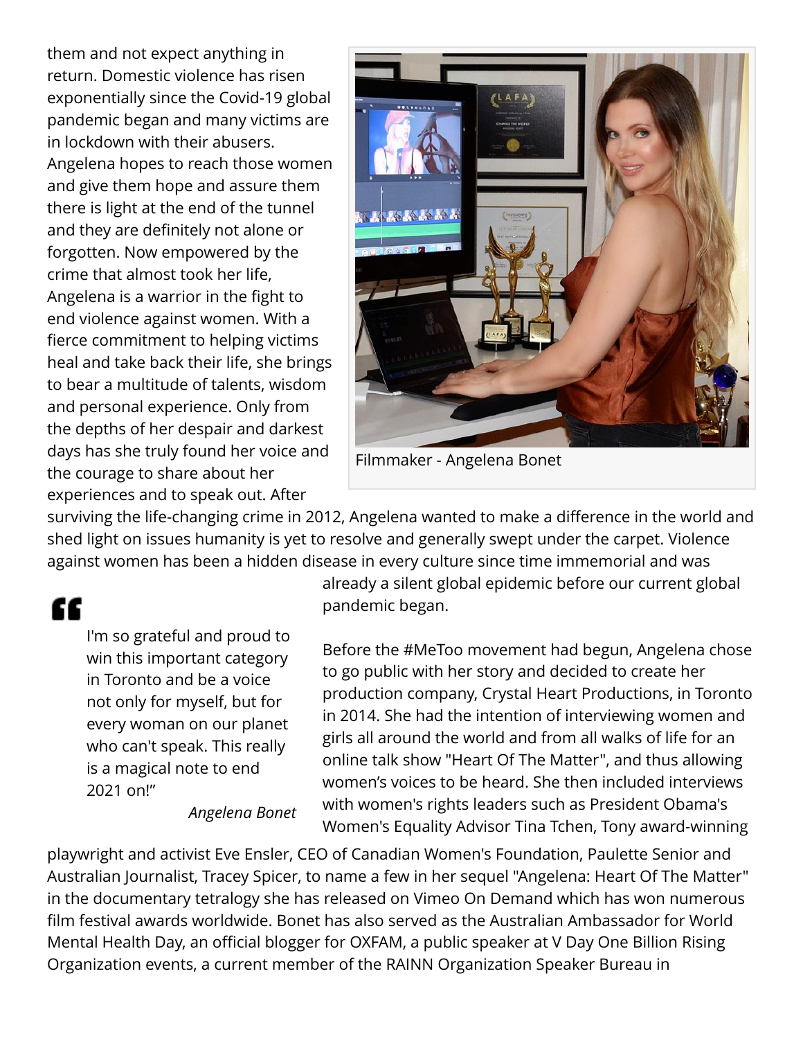them and not expect anything in return. Domestic violence has risen exponentially since the Covid-19 global pandemic began and many victims are in lockdown with their abusers. Angelena hopes to reach those women and give them hope and assure them there is light at the end of the tunnel and they are definitely not alone or forgotten. Now empowered by the crime that almost took her life, Angelena is a warrior in the fight to end violence against women. With a fierce commitment to helping victims heal and take back their life, she brings to bear a multitude of talents, wisdom and personal experience. Only from the depths of her despair and darkest days has she truly found her voice and the courage to share about her experiences and to speak out. After surviving the life-changing crime in 2012, Angelena wanted to make a difference in the world and shed light on issues humanity is yet to resolve and generally swept under the carpet. Violence against women has been a hidden disease in every culture since time immemorial and was already a silent global epidemic before our current global pandemic began.

Filmmaker - Angelena Bonet

> "I'm so grateful and proud to win this important category in Toronto and be a voice not only for myself, but for every woman on our planet who can't speak. This really is a magical note to end 2021 on!"
>
> *Angelena Bonet*

Before the #MeToo movement had begun, Angelena chose to go public with her story and decided to create her production company, Crystal Heart Productions, in Toronto in 2014. She had the intention of interviewing women and girls all around the world and from all walks of life for an online talk show "Heart Of The Matter", and thus allowing women's voices to be heard. She then included interviews with women's rights leaders such as President Obama's Women's Equality Advisor Tina Tchen, Tony award-winning playwright and activist Eve Ensler, CEO of Canadian Women's Foundation, Paulette Senior and Australian Journalist, Tracey Spicer, to name a few in her sequel "Angelena: Heart Of The Matter" in the documentary tetralogy she has released on Vimeo On Demand which has won numerous film festival awards worldwide. Bonet has also served as the Australian Ambassador for World Mental Health Day, an official blogger for OXFAM, a public speaker at V Day One Billion Rising Organization events, a current member of the RAINN Organization Speaker Bureau in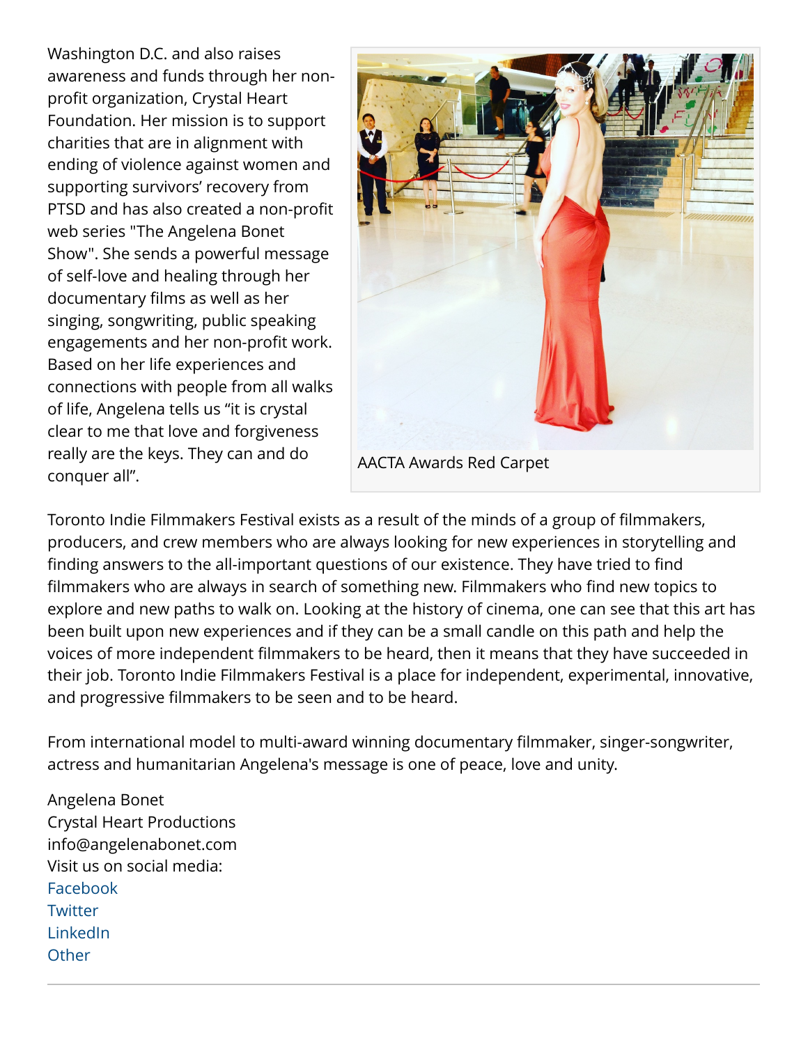Washington D.C. and also raises awareness and funds through her non-profit organization, Crystal Heart Foundation. Her mission is to support charities that are in alignment with ending of violence against women and supporting survivors' recovery from PTSD and has also created a non-profit web series "The Angelena Bonet Show". She sends a powerful message of self-love and healing through her documentary films as well as her singing, songwriting, public speaking engagements and her non-profit work. Based on her life experiences and connections with people from all walks of life, Angelena tells us "it is crystal clear to me that love and forgiveness really are the keys. They can and do conquer all".

AACTA Awards Red Carpet

Toronto Indie Filmmakers Festival exists as a result of the minds of a group of filmmakers, producers, and crew members who are always looking for new experiences in storytelling and finding answers to the all-important questions of our existence. They have tried to find filmmakers who are always in search of something new. Filmmakers who find new topics to explore and new paths to walk on. Looking at the history of cinema, one can see that this art has been built upon new experiences and if they can be a small candle on this path and help the voices of more independent filmmakers to be heard, then it means that they have succeeded in their job. Toronto Indie Filmmakers Festival is a place for independent, experimental, innovative, and progressive filmmakers to be seen and to be heard.

From international model to multi-award winning documentary filmmaker, singer-songwriter, actress and humanitarian Angelena's message is one of peace, love and unity.

Angelena Bonet
Crystal Heart Productions
info@angelenabonet.com
Visit us on social media:
Facebook
Twitter
LinkedIn
Other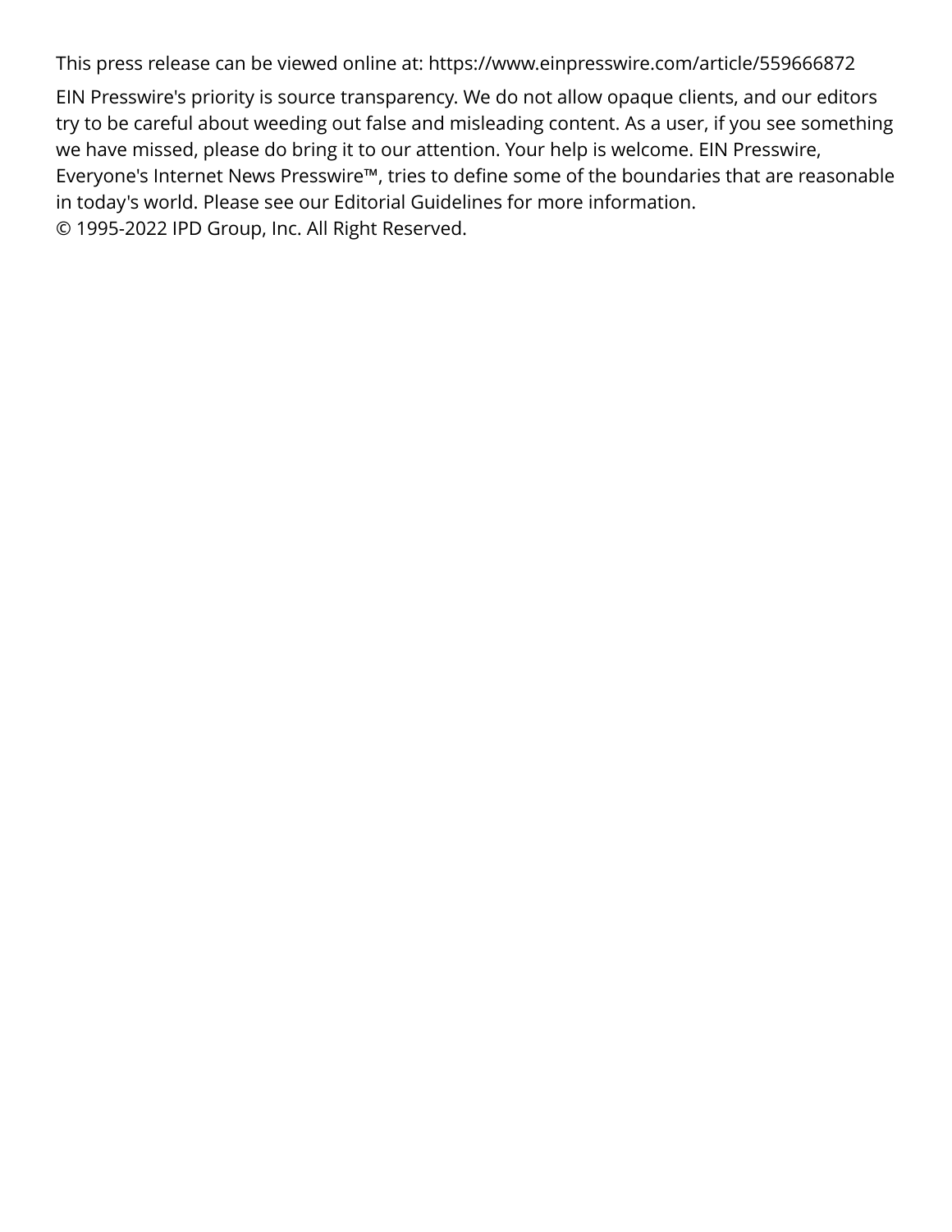This press release can be viewed online at: https://www.einpresswire.com/article/559666872

EIN Presswire's priority is source transparency. We do not allow opaque clients, and our editors try to be careful about weeding out false and misleading content. As a user, if you see something we have missed, please do bring it to our attention. Your help is welcome. EIN Presswire, Everyone's Internet News Presswire™, tries to define some of the boundaries that are reasonable in today's world. Please see our Editorial Guidelines for more information.
© 1995-2022 IPD Group, Inc. All Right Reserved.